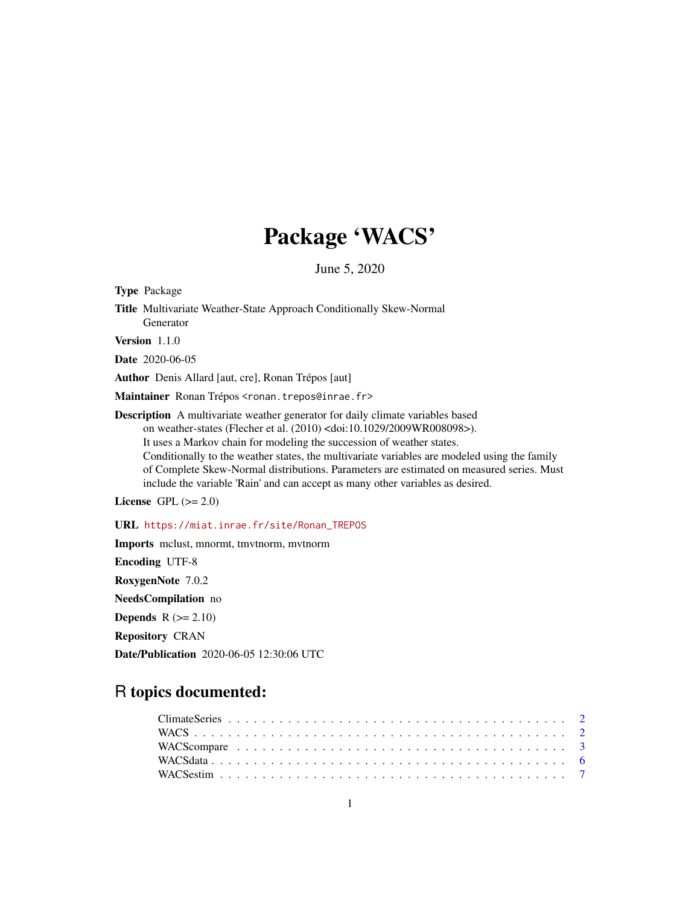# Package 'WACS'

June 5, 2020

**Type** Package

**Title** Multivariate Weather-State Approach Conditionally Skew-Normal Generator

**Version** 1.1.0

**Date** 2020-06-05

**Author** Denis Allard [aut, cre], Ronan Trépos [aut]

**Maintainer** Ronan Trépos <ronan.trepos@inrae.fr>

**Description** A multivariate weather generator for daily climate variables based on weather-states (Flecher et al. (2010) <doi:10.1029/2009WR008098>). It uses a Markov chain for modeling the succession of weather states. Conditionally to the weather states, the multivariate variables are modeled using the family of Complete Skew-Normal distributions. Parameters are estimated on measured series. Must include the variable 'Rain' and can accept as many other variables as desired.

**License** GPL (>= 2.0)

**URL** https://miat.inrae.fr/site/Ronan_TREPOS

**Imports** mclust, mnormt, tmvtnorm, mvtnorm

**Encoding** UTF-8

**RoxygenNote** 7.0.2

**NeedsCompilation** no

**Depends** R (>= 2.10)

**Repository** CRAN

**Date/Publication** 2020-06-05 12:30:06 UTC

## R topics documented:

ClimateSeries . . . . . . . . . . . . . . . . . . . . . . . . . . . . . . . . . . . . . . 2
WACS . . . . . . . . . . . . . . . . . . . . . . . . . . . . . . . . . . . . . . . . . . 2
WACScompare . . . . . . . . . . . . . . . . . . . . . . . . . . . . . . . . . . . . . 3
WACSdata . . . . . . . . . . . . . . . . . . . . . . . . . . . . . . . . . . . . . . . 6
WACSestim . . . . . . . . . . . . . . . . . . . . . . . . . . . . . . . . . . . . . . 7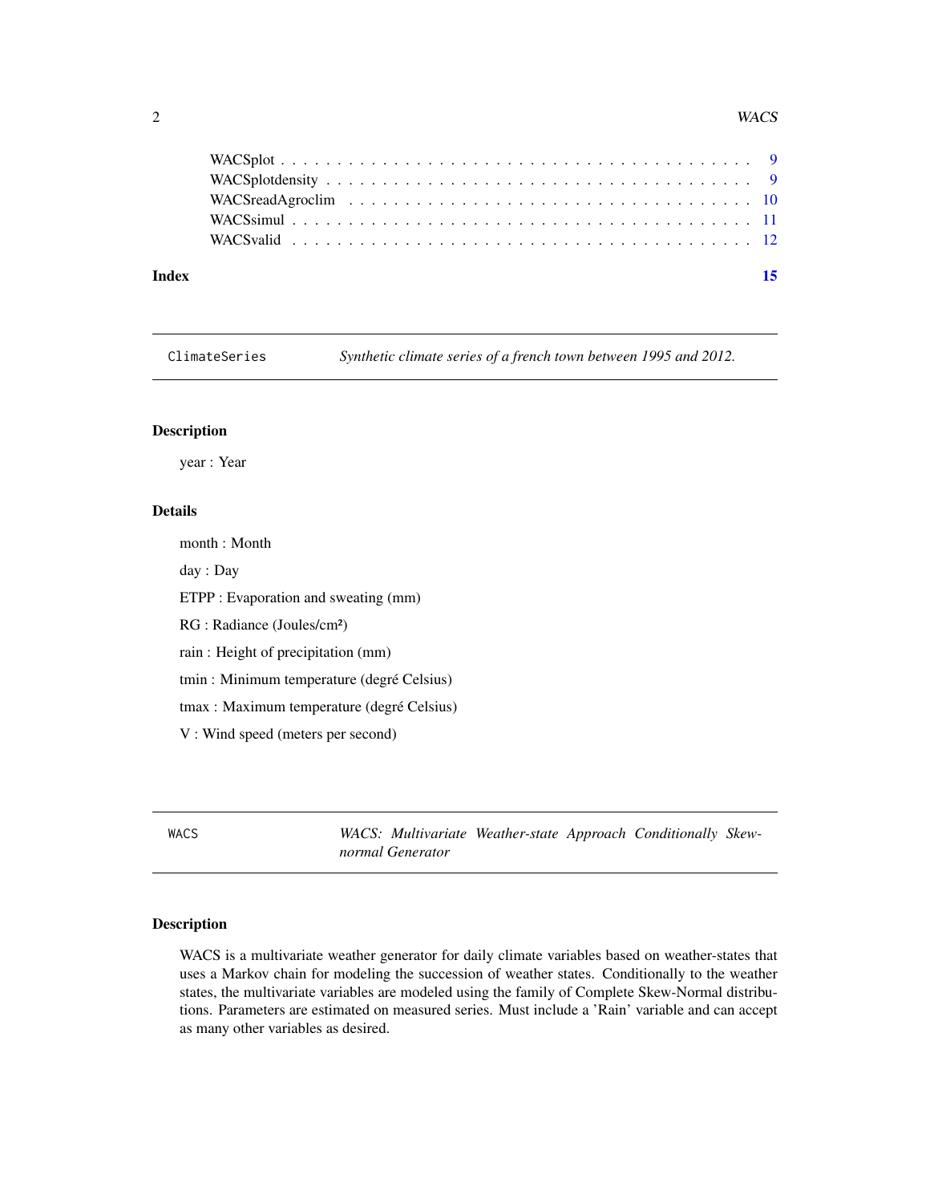| | |
|---|---|
| WACSplot | 9 |
| WACSplotdensity | 9 |
| WACSreadAgroclim | 10 |
| WACSsimul | 11 |
| WACSvalid | 12 |

**Index** **15**

---

## ClimateSeries — *Synthetic climate series of a french town between 1995 and 2012.*

### Description

year : Year

### Details

month : Month

day : Day

ETPP : Evaporation and sweating (mm)

RG : Radiance (Joules/cm²)

rain : Height of precipitation (mm)

tmin : Minimum temperature (degré Celsius)

tmax : Maximum temperature (degré Celsius)

V : Wind speed (meters per second)

---

## WACS — *WACS: Multivariate Weather-state Approach Conditionally Skew-normal Generator*

### Description

WACS is a multivariate weather generator for daily climate variables based on weather-states that uses a Markov chain for modeling the succession of weather states. Conditionally to the weather states, the multivariate variables are modeled using the family of Complete Skew-Normal distributions. Parameters are estimated on measured series. Must include a 'Rain' variable and can accept as many other variables as desired.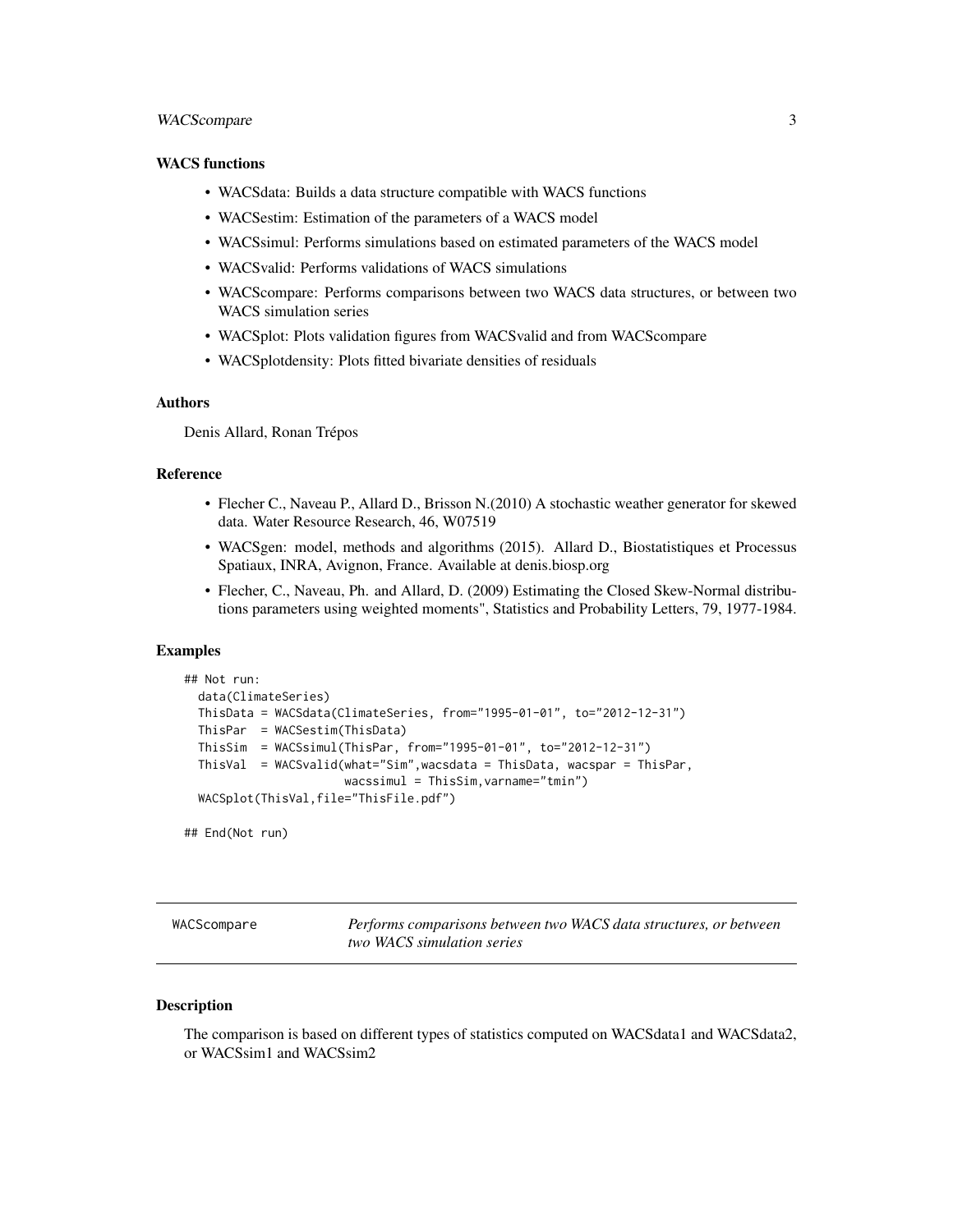### WACS functions

- WACSdata: Builds a data structure compatible with WACS functions
- WACSestim: Estimation of the parameters of a WACS model
- WACSsimul: Performs simulations based on estimated parameters of the WACS model
- WACSvalid: Performs validations of WACS simulations
- WACScompare: Performs comparisons between two WACS data structures, or between two WACS simulation series
- WACSplot: Plots validation figures from WACSvalid and from WACScompare
- WACSplotdensity: Plots fitted bivariate densities of residuals

### Authors

Denis Allard, Ronan Trépos

### Reference

- Flecher C., Naveau P., Allard D., Brisson N.(2010) A stochastic weather generator for skewed data. Water Resource Research, 46, W07519
- WACSgen: model, methods and algorithms (2015). Allard D., Biostatistiques et Processus Spatiaux, INRA, Avignon, France. Available at denis.biosp.org
- Flecher, C., Naveau, Ph. and Allard, D. (2009) Estimating the Closed Skew-Normal distributions parameters using weighted moments", Statistics and Probability Letters, 79, 1977-1984.

### Examples

```
## Not run:
  data(ClimateSeries)
  ThisData = WACSdata(ClimateSeries, from="1995-01-01", to="2012-12-31")
  ThisPar  = WACSestim(ThisData)
  ThisSim  = WACSsimul(ThisPar, from="1995-01-01", to="2012-12-31")
  ThisVal  = WACSvalid(what="Sim",wacsdata = ThisData, wacspar = ThisPar,
                      wacssimul = ThisSim,varname="tmin")
  WACSplot(ThisVal,file="ThisFile.pdf")

## End(Not run)
```

---

## WACScompare    *Performs comparisons between two WACS data structures, or between two WACS simulation series*

### Description

The comparison is based on different types of statistics computed on WACSdata1 and WACSdata2, or WACSsim1 and WACSsim2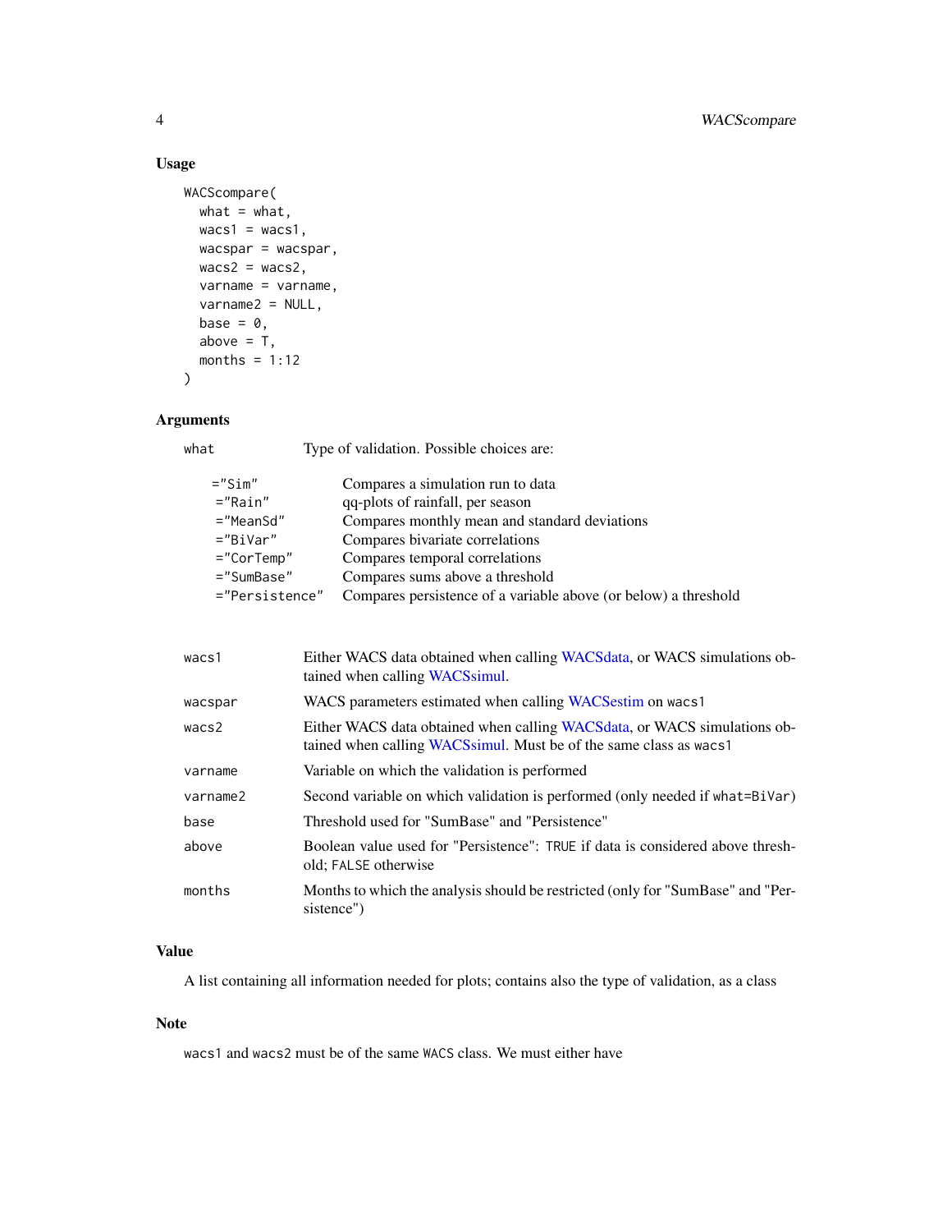## Usage

```
WACScompare(
  what = what,
  wacs1 = wacs1,
  wacspar = wacspar,
  wacs2 = wacs2,
  varname = varname,
  varname2 = NULL,
  base = 0,
  above = T,
  months = 1:12
)
```

## Arguments

| | |
|---|---|
| `what` | Type of validation. Possible choices are: |

| | |
|---|---|
| `="Sim"` | Compares a simulation run to data |
| `="Rain"` | qq-plots of rainfall, per season |
| `="MeanSd"` | Compares monthly mean and standard deviations |
| `="BiVar"` | Compares bivariate correlations |
| `="CorTemp"` | Compares temporal correlations |
| `="SumBase"` | Compares sums above a threshold |
| `="Persistence"` | Compares persistence of a variable above (or below) a threshold |

| | |
|---|---|
| `wacs1` | Either WACS data obtained when calling WACSdata, or WACS simulations obtained when calling WACSsimul. |
| `wacspar` | WACS parameters estimated when calling WACSestim on `wacs1` |
| `wacs2` | Either WACS data obtained when calling WACSdata, or WACS simulations obtained when calling WACSsimul. Must be of the same class as `wacs1` |
| `varname` | Variable on which the validation is performed |
| `varname2` | Second variable on which validation is performed (only needed if `what=BiVar`) |
| `base` | Threshold used for "SumBase" and "Persistence" |
| `above` | Boolean value used for "Persistence": `TRUE` if data is considered above threshold; `FALSE` otherwise |
| `months` | Months to which the analysis should be restricted (only for "SumBase" and "Persistence") |

## Value

A list containing all information needed for plots; contains also the type of validation, as a class

## Note

`wacs1` and `wacs2` must be of the same `WACS` class. We must either have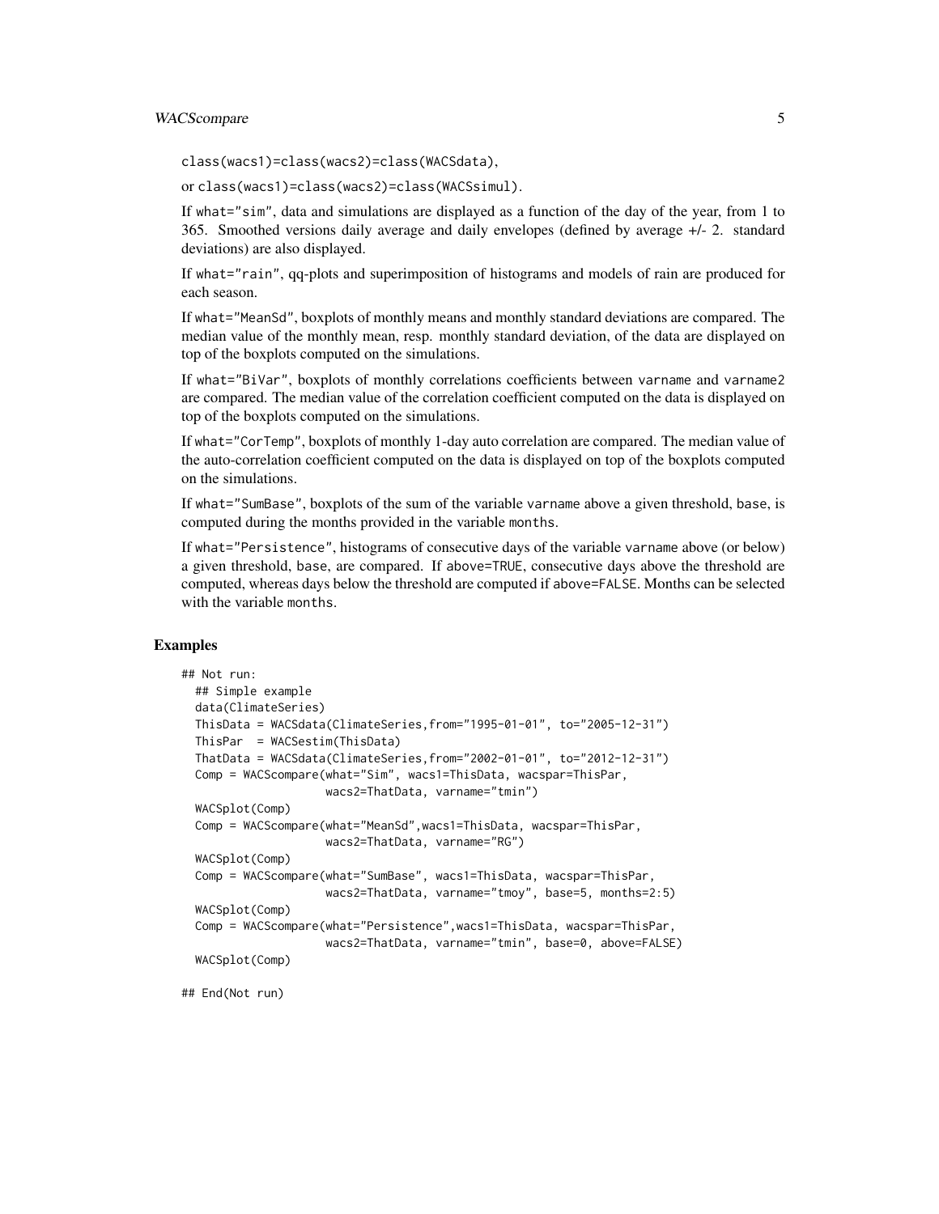class(wacs1)=class(wacs2)=class(WACSdata),

or class(wacs1)=class(wacs2)=class(WACSsimul).

If what="sim", data and simulations are displayed as a function of the day of the year, from 1 to 365. Smoothed versions daily average and daily envelopes (defined by average +/- 2. standard deviations) are also displayed.

If what="rain", qq-plots and superimposition of histograms and models of rain are produced for each season.

If what="MeanSd", boxplots of monthly means and monthly standard deviations are compared. The median value of the monthly mean, resp. monthly standard deviation, of the data are displayed on top of the boxplots computed on the simulations.

If what="BiVar", boxplots of monthly correlations coefficients between varname and varname2 are compared. The median value of the correlation coefficient computed on the data is displayed on top of the boxplots computed on the simulations.

If what="CorTemp", boxplots of monthly 1-day auto correlation are compared. The median value of the auto-correlation coefficient computed on the data is displayed on top of the boxplots computed on the simulations.

If what="SumBase", boxplots of the sum of the variable varname above a given threshold, base, is computed during the months provided in the variable months.

If what="Persistence", histograms of consecutive days of the variable varname above (or below) a given threshold, base, are compared. If above=TRUE, consecutive days above the threshold are computed, whereas days below the threshold are computed if above=FALSE. Months can be selected with the variable months.

## Examples

```
## Not run:
  ## Simple example
  data(ClimateSeries)
  ThisData = WACSdata(ClimateSeries,from="1995-01-01", to="2005-12-31")
  ThisPar  = WACSestim(ThisData)
  ThatData = WACSdata(ClimateSeries,from="2002-01-01", to="2012-12-31")
  Comp = WACScompare(what="Sim", wacs1=ThisData, wacspar=ThisPar,
                     wacs2=ThatData, varname="tmin")
  WACSplot(Comp)
  Comp = WACScompare(what="MeanSd",wacs1=ThisData, wacspar=ThisPar,
                     wacs2=ThatData, varname="RG")
  WACSplot(Comp)
  Comp = WACScompare(what="SumBase", wacs1=ThisData, wacspar=ThisPar,
                     wacs2=ThatData, varname="tmoy", base=5, months=2:5)
  WACSplot(Comp)
  Comp = WACScompare(what="Persistence",wacs1=ThisData, wacspar=ThisPar,
                     wacs2=ThatData, varname="tmin", base=0, above=FALSE)
  WACSplot(Comp)

## End(Not run)
```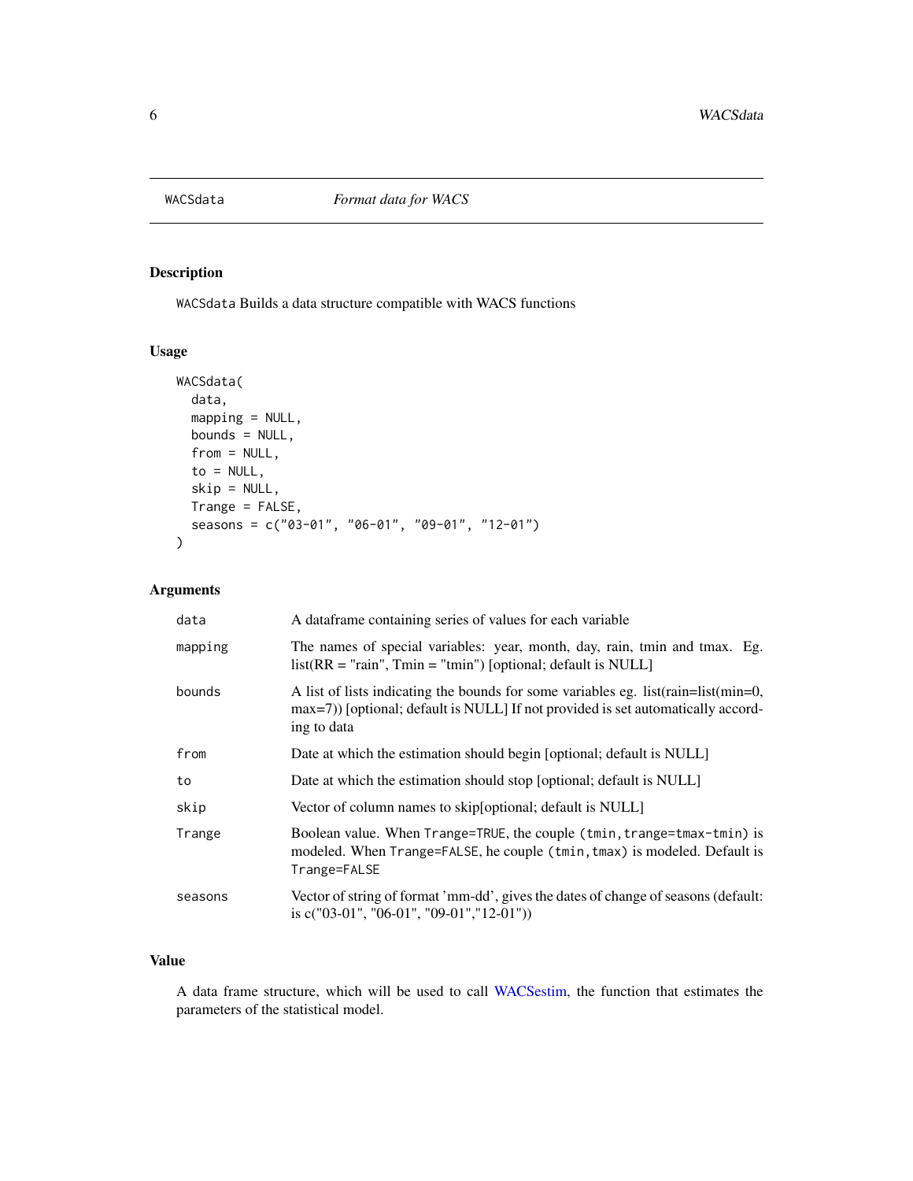| WACSdata | *Format data for WACS* |
|---|---|

## Description

WACSdata Builds a data structure compatible with WACS functions

## Usage

```
WACSdata(
  data,
  mapping = NULL,
  bounds = NULL,
  from = NULL,
  to = NULL,
  skip = NULL,
  Trange = FALSE,
  seasons = c("03-01", "06-01", "09-01", "12-01")
)
```

## Arguments

| | |
|---|---|
| data | A dataframe containing series of values for each variable |
| mapping | The names of special variables: year, month, day, rain, tmin and tmax. Eg. list(RR = "rain", Tmin = "tmin") [optional; default is NULL] |
| bounds | A list of lists indicating the bounds for some variables eg. list(rain=list(min=0, max=7)) [optional; default is NULL] If not provided is set automatically according to data |
| from | Date at which the estimation should begin [optional; default is NULL] |
| to | Date at which the estimation should stop [optional; default is NULL] |
| skip | Vector of column names to skip[optional; default is NULL] |
| Trange | Boolean value. When `Trange=TRUE`, the couple `(tmin,trange=tmax-tmin)` is modeled. When `Trange=FALSE`, he couple `(tmin,tmax)` is modeled. Default is `Trange=FALSE` |
| seasons | Vector of string of format 'mm-dd', gives the dates of change of seasons (default: is c("03-01", "06-01", "09-01","12-01")) |

## Value

A data frame structure, which will be used to call WACSestim, the function that estimates the parameters of the statistical model.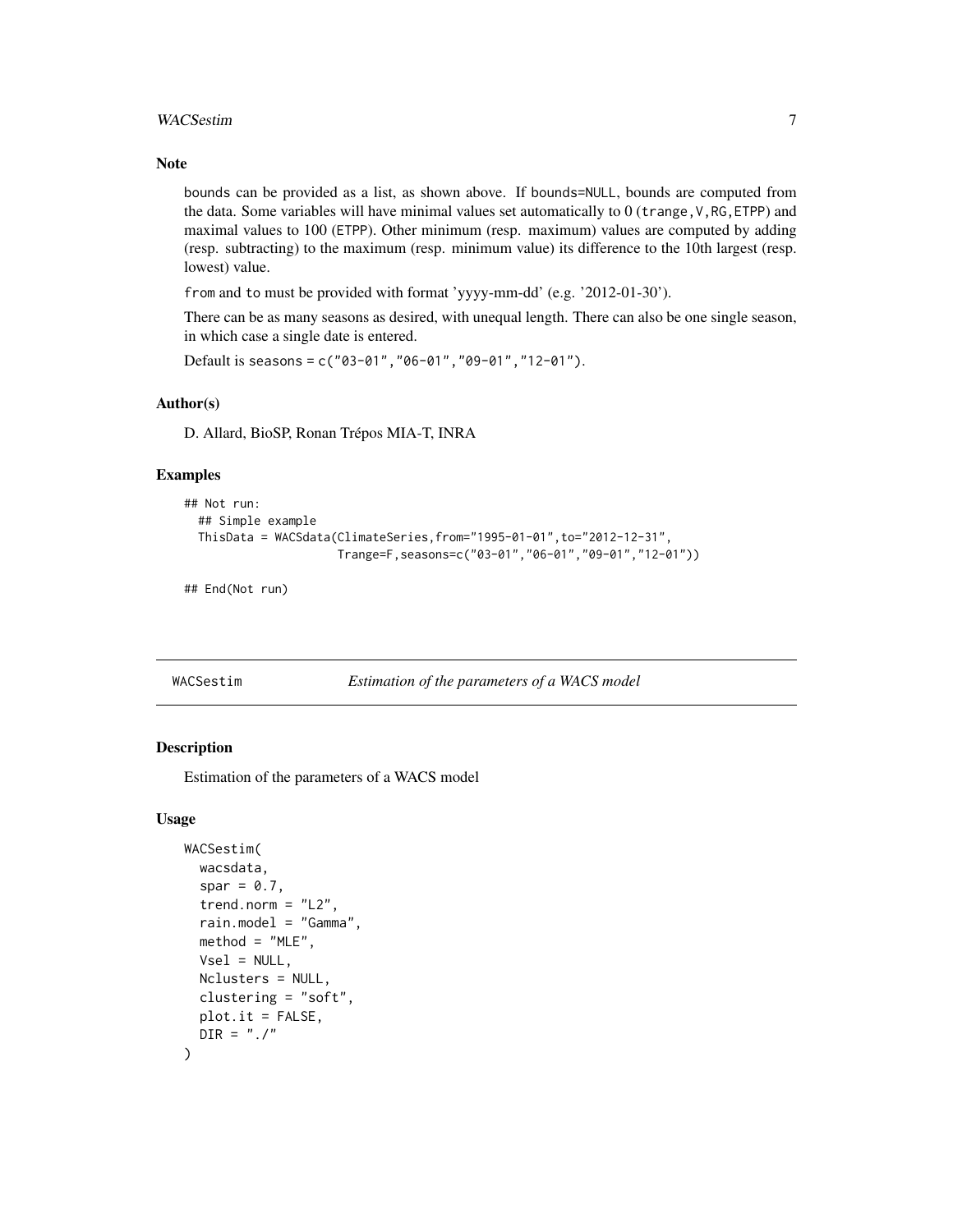## Note

`bounds` can be provided as a list, as shown above. If `bounds=NULL`, bounds are computed from the data. Some variables will have minimal values set automatically to 0 (`trange,V,RG,ETPP`) and maximal values to 100 (`ETPP`). Other minimum (resp. maximum) values are computed by adding (resp. subtracting) to the maximum (resp. minimum value) its difference to the 10th largest (resp. lowest) value.

`from` and `to` must be provided with format 'yyyy-mm-dd' (e.g. '2012-01-30').

There can be as many seasons as desired, with unequal length. There can also be one single season, in which case a single date is entered.

Default is `seasons = c("03-01","06-01","09-01","12-01")`.

## Author(s)

D. Allard, BioSP, Ronan Trépos MIA-T, INRA

## Examples

```
## Not run:
  ## Simple example
  ThisData = WACSdata(ClimateSeries,from="1995-01-01",to="2012-12-31",
                     Trange=F,seasons=c("03-01","06-01","09-01","12-01"))

## End(Not run)
```

---

# WACSestim — *Estimation of the parameters of a WACS model*

## Description

Estimation of the parameters of a WACS model

## Usage

```
WACSestim(
  wacsdata,
  spar = 0.7,
  trend.norm = "L2",
  rain.model = "Gamma",
  method = "MLE",
  Vsel = NULL,
  Nclusters = NULL,
  clustering = "soft",
  plot.it = FALSE,
  DIR = "./"
)
```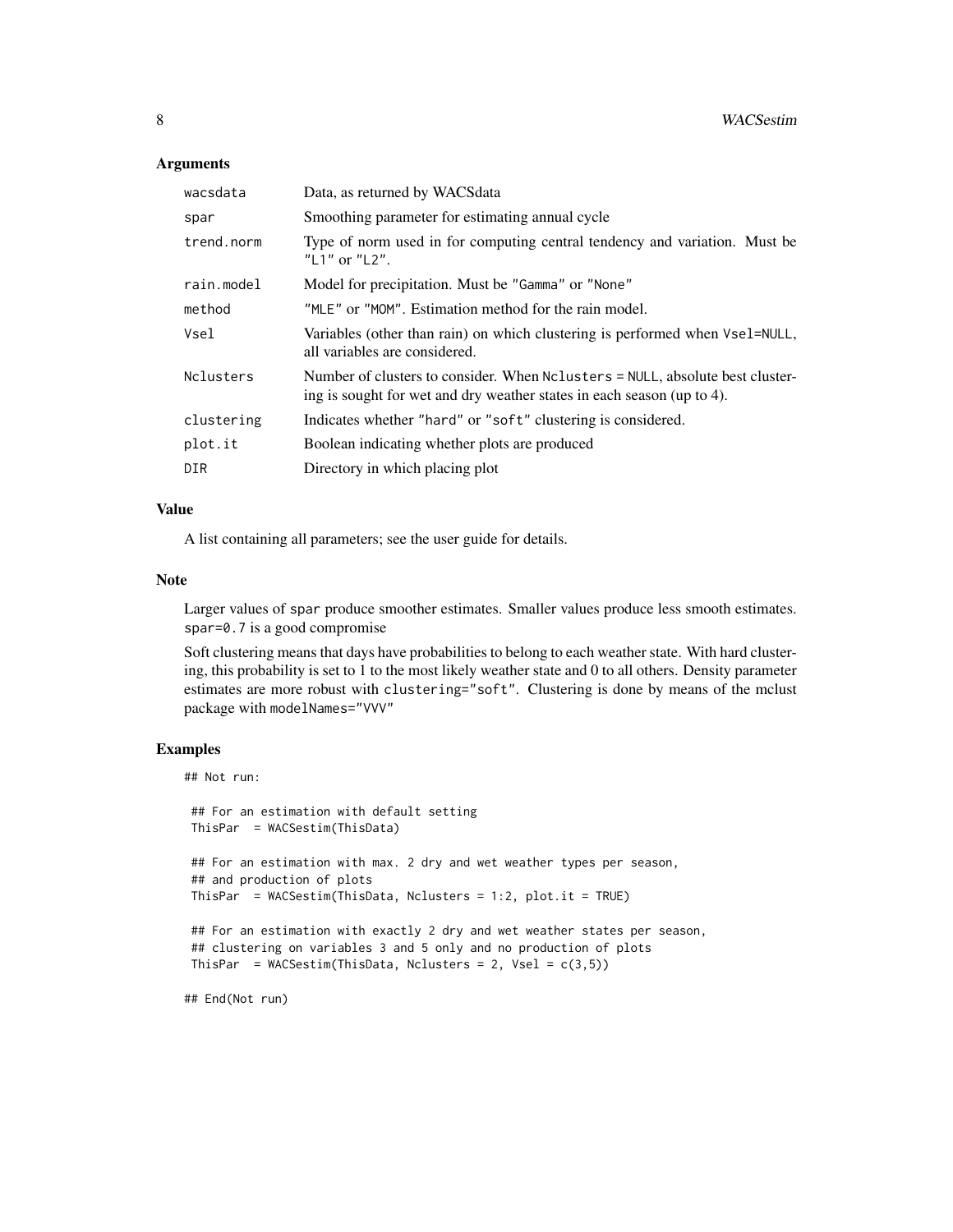## Arguments

| | |
|---|---|
| `wacsdata` | Data, as returned by WACSdata |
| `spar` | Smoothing parameter for estimating annual cycle |
| `trend.norm` | Type of norm used in for computing central tendency and variation. Must be `"L1"` or `"L2"`. |
| `rain.model` | Model for precipitation. Must be `"Gamma"` or `"None"` |
| `method` | `"MLE"` or `"MOM"`. Estimation method for the rain model. |
| `Vsel` | Variables (other than rain) on which clustering is performed when `Vsel=NULL`, all variables are considered. |
| `Nclusters` | Number of clusters to consider. When `Nclusters = NULL`, absolute best clustering is sought for wet and dry weather states in each season (up to 4). |
| `clustering` | Indicates whether `"hard"` or `"soft"` clustering is considered. |
| `plot.it` | Boolean indicating whether plots are produced |
| `DIR` | Directory in which placing plot |

## Value

A list containing all parameters; see the user guide for details.

## Note

Larger values of `spar` produce smoother estimates. Smaller values produce less smooth estimates. `spar=0.7` is a good compromise

Soft clustering means that days have probabilities to belong to each weather state. With hard clustering, this probability is set to 1 to the most likely weather state and 0 to all others. Density parameter estimates are more robust with `clustering="soft"`. Clustering is done by means of the mclust package with `modelNames="VVV"`

## Examples

```
## Not run:

 ## For an estimation with default setting
 ThisPar  = WACSestim(ThisData)

 ## For an estimation with max. 2 dry and wet weather types per season,
 ## and production of plots
 ThisPar  = WACSestim(ThisData, Nclusters = 1:2, plot.it = TRUE)

 ## For an estimation with exactly 2 dry and wet weather states per season,
 ## clustering on variables 3 and 5 only and no production of plots
 ThisPar  = WACSestim(ThisData, Nclusters = 2, Vsel = c(3,5))

## End(Not run)
```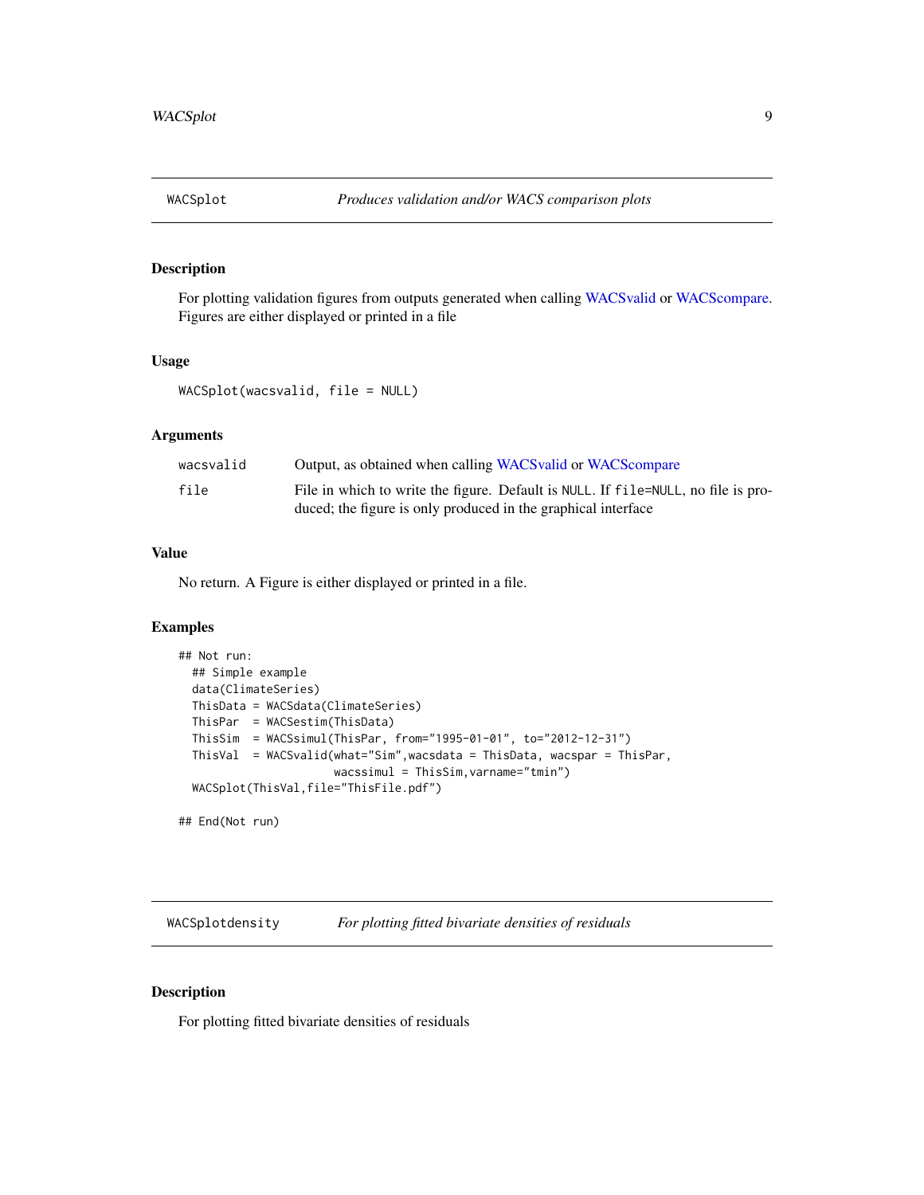## WACSplot — *Produces validation and/or WACS comparison plots*

### Description

For plotting validation figures from outputs generated when calling WACSvalid or WACScompare. Figures are either displayed or printed in a file

### Usage

```
WACSplot(wacsvalid, file = NULL)
```

### Arguments

| | |
|---|---|
| `wacsvalid` | Output, as obtained when calling WACSvalid or WACScompare |
| `file` | File in which to write the figure. Default is `NULL`. If `file=NULL`, no file is produced; the figure is only produced in the graphical interface |

### Value

No return. A Figure is either displayed or printed in a file.

### Examples

```
## Not run:
  ## Simple example
  data(ClimateSeries)
  ThisData = WACSdata(ClimateSeries)
  ThisPar  = WACSestim(ThisData)
  ThisSim  = WACSsimul(ThisPar, from="1995-01-01", to="2012-12-31")
  ThisVal  = WACSvalid(what="Sim",wacsdata = ThisData, wacspar = ThisPar,
                     wacssimul = ThisSim,varname="tmin")
  WACSplot(ThisVal,file="ThisFile.pdf")

## End(Not run)
```

## WACSplotdensity — *For plotting fitted bivariate densities of residuals*

### Description

For plotting fitted bivariate densities of residuals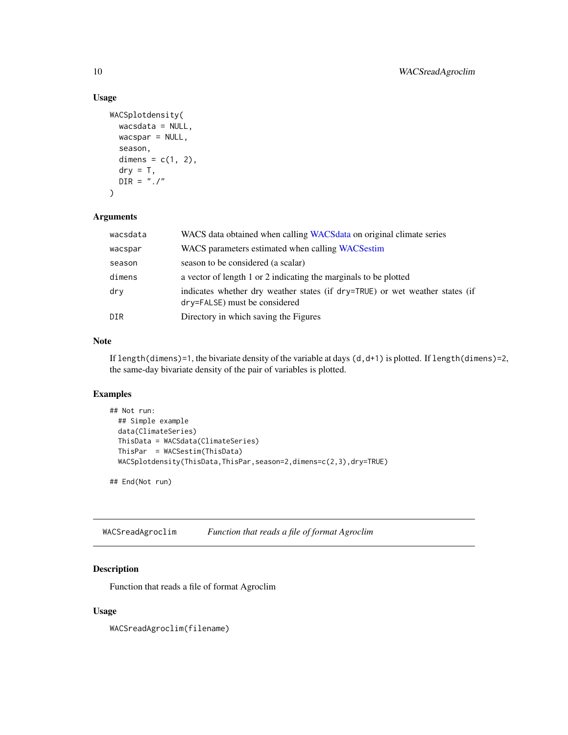### Usage

```
WACSplotdensity(
  wacsdata = NULL,
  wacspar = NULL,
  season,
  dimens = c(1, 2),
  dry = T,
  DIR = "./"
)
```

### Arguments

| | |
|---|---|
| wacsdata | WACS data obtained when calling WACSdata on original climate series |
| wacspar | WACS parameters estimated when calling WACSestim |
| season | season to be considered (a scalar) |
| dimens | a vector of length 1 or 2 indicating the marginals to be plotted |
| dry | indicates whether dry weather states (if dry=TRUE) or wet weather states (if dry=FALSE) must be considered |
| DIR | Directory in which saving the Figures |

### Note

If length(dimens)=1, the bivariate density of the variable at days (d,d+1) is plotted. If length(dimens)=2, the same-day bivariate density of the pair of variables is plotted.

### Examples

```
## Not run:
  ## Simple example
  data(ClimateSeries)
  ThisData = WACSdata(ClimateSeries)
  ThisPar  = WACSestim(ThisData)
  WACSplotdensity(ThisData,ThisPar,season=2,dimens=c(2,3),dry=TRUE)

## End(Not run)
```

---

## WACSreadAgroclim    *Function that reads a file of format Agroclim*

### Description

Function that reads a file of format Agroclim

### Usage

```
WACSreadAgroclim(filename)
```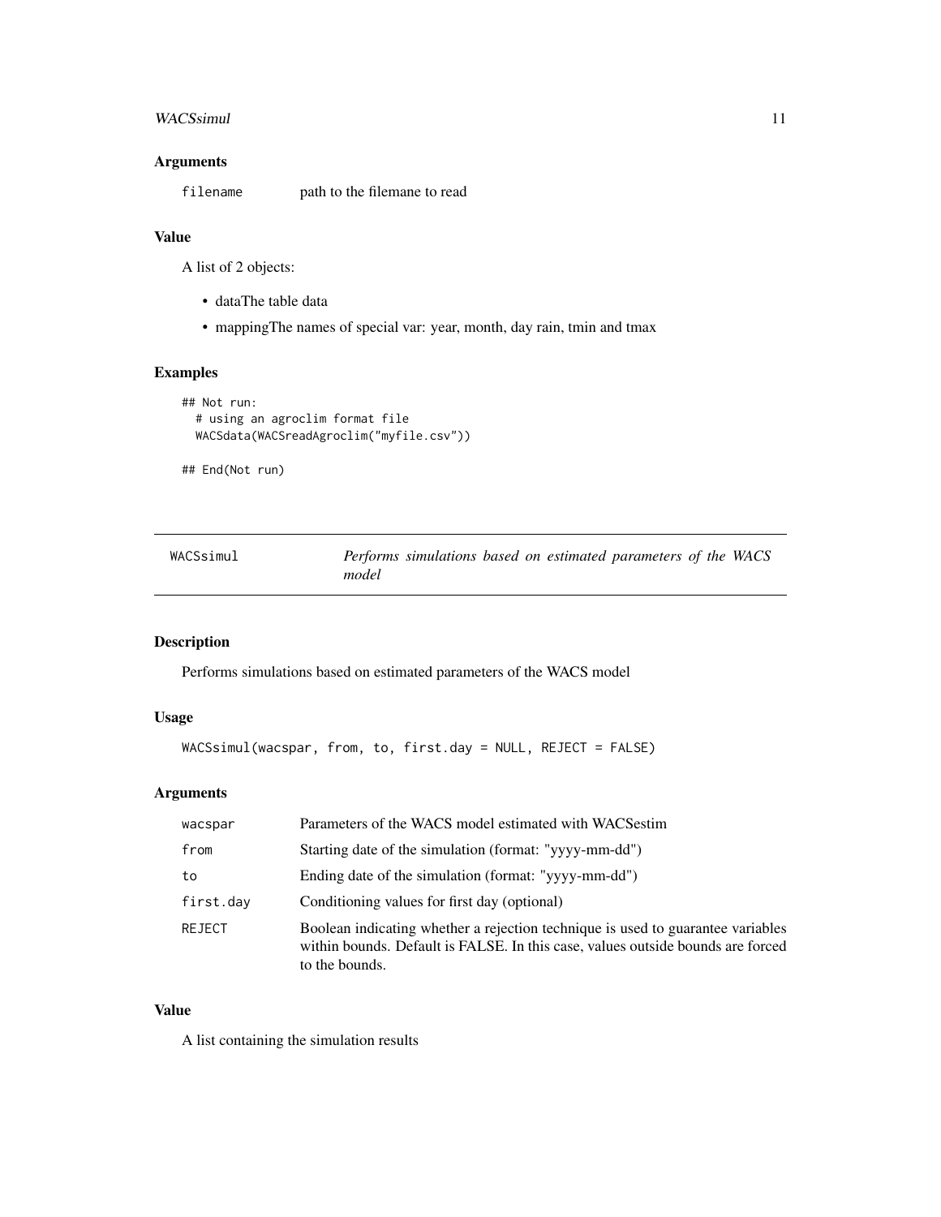### Arguments

| | |
|---|---|
| `filename` | path to the filemane to read |

### Value

A list of 2 objects:

- dataThe table data
- mappingThe names of special var: year, month, day rain, tmin and tmax

### Examples

```
## Not run:
  # using an agroclim format file
  WACSdata(WACSreadAgroclim("myfile.csv"))

## End(Not run)
```

---

## WACSsimul — *Performs simulations based on estimated parameters of the WACS model*

### Description

Performs simulations based on estimated parameters of the WACS model

### Usage

```
WACSsimul(wacspar, from, to, first.day = NULL, REJECT = FALSE)
```

### Arguments

| | |
|---|---|
| `wacspar` | Parameters of the WACS model estimated with WACSestim |
| `from` | Starting date of the simulation (format: "yyyy-mm-dd") |
| `to` | Ending date of the simulation (format: "yyyy-mm-dd") |
| `first.day` | Conditioning values for first day (optional) |
| `REJECT` | Boolean indicating whether a rejection technique is used to guarantee variables within bounds. Default is FALSE. In this case, values outside bounds are forced to the bounds. |

### Value

A list containing the simulation results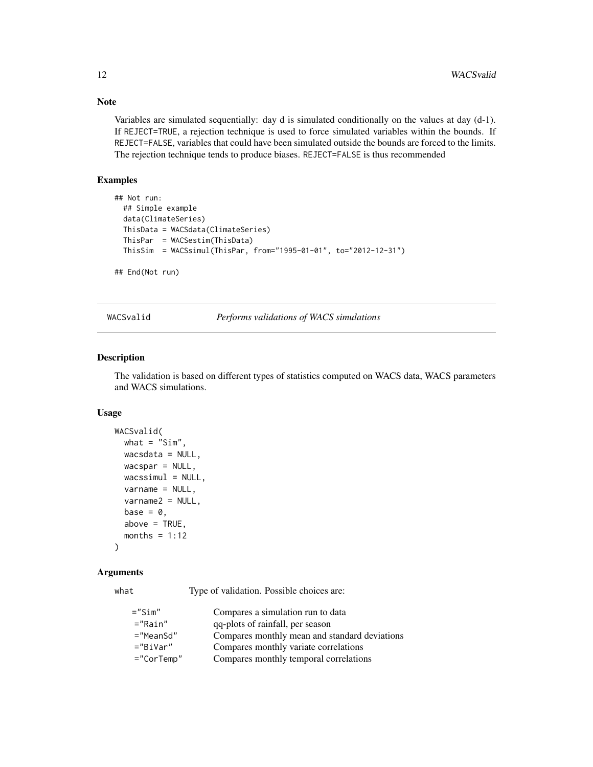## Note

Variables are simulated sequentially: day d is simulated conditionally on the values at day (d-1). If REJECT=TRUE, a rejection technique is used to force simulated variables within the bounds. If REJECT=FALSE, variables that could have been simulated outside the bounds are forced to the limits. The rejection technique tends to produce biases. REJECT=FALSE is thus recommended

## Examples

```
## Not run:
  ## Simple example
  data(ClimateSeries)
  ThisData = WACSdata(ClimateSeries)
  ThisPar  = WACSestim(ThisData)
  ThisSim  = WACSsimul(ThisPar, from="1995-01-01", to="2012-12-31")

## End(Not run)
```

---

# WACSvalid — *Performs validations of WACS simulations*

---

## Description

The validation is based on different types of statistics computed on WACS data, WACS parameters and WACS simulations.

## Usage

```
WACSvalid(
  what = "Sim",
  wacsdata = NULL,
  wacspar = NULL,
  wacssimul = NULL,
  varname = NULL,
  varname2 = NULL,
  base = 0,
  above = TRUE,
  months = 1:12
)
```

## Arguments

what — Type of validation. Possible choices are:

| | |
|---|---|
| ="Sim" | Compares a simulation run to data |
| ="Rain" | qq-plots of rainfall, per season |
| ="MeanSd" | Compares monthly mean and standard deviations |
| ="BiVar" | Compares monthly variate correlations |
| ="CorTemp" | Compares monthly temporal correlations |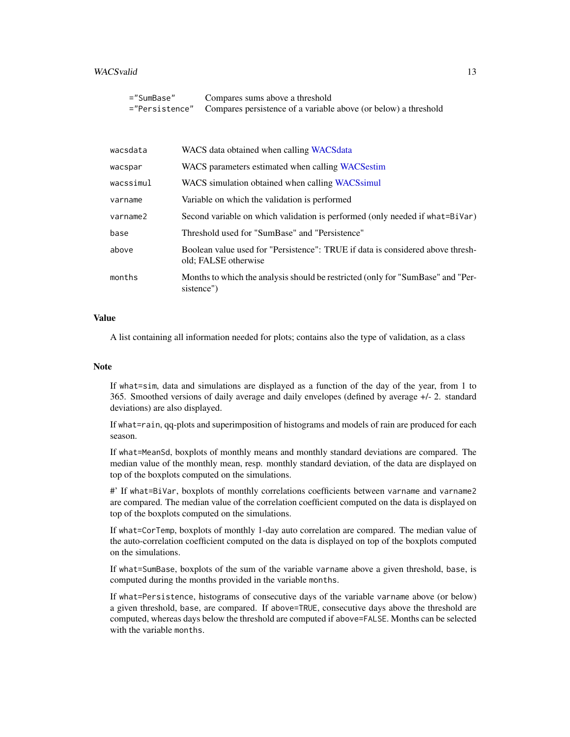| | |
|---|---|
| ="SumBase" | Compares sums above a threshold |
| ="Persistence" | Compares persistence of a variable above (or below) a threshold |

| | |
|---|---|
| wacsdata | WACS data obtained when calling WACSdata |
| wacspar | WACS parameters estimated when calling WACSestim |
| wacssimul | WACS simulation obtained when calling WACSsimul |
| varname | Variable on which the validation is performed |
| varname2 | Second variable on which validation is performed (only needed if what=BiVar) |
| base | Threshold used for "SumBase" and "Persistence" |
| above | Boolean value used for "Persistence": TRUE if data is considered above threshold; FALSE otherwise |
| months | Months to which the analysis should be restricted (only for "SumBase" and "Persistence") |

## Value

A list containing all information needed for plots; contains also the type of validation, as a class

## Note

If what=sim, data and simulations are displayed as a function of the day of the year, from 1 to 365. Smoothed versions of daily average and daily envelopes (defined by average +/- 2. standard deviations) are also displayed.

If what=rain, qq-plots and superimposition of histograms and models of rain are produced for each season.

If what=MeanSd, boxplots of monthly means and monthly standard deviations are compared. The median value of the monthly mean, resp. monthly standard deviation, of the data are displayed on top of the boxplots computed on the simulations.

#' If what=BiVar, boxplots of monthly correlations coefficients between varname and varname2 are compared. The median value of the correlation coefficient computed on the data is displayed on top of the boxplots computed on the simulations.

If what=CorTemp, boxplots of monthly 1-day auto correlation are compared. The median value of the auto-correlation coefficient computed on the data is displayed on top of the boxplots computed on the simulations.

If what=SumBase, boxplots of the sum of the variable varname above a given threshold, base, is computed during the months provided in the variable months.

If what=Persistence, histograms of consecutive days of the variable varname above (or below) a given threshold, base, are compared. If above=TRUE, consecutive days above the threshold are computed, whereas days below the threshold are computed if above=FALSE. Months can be selected with the variable months.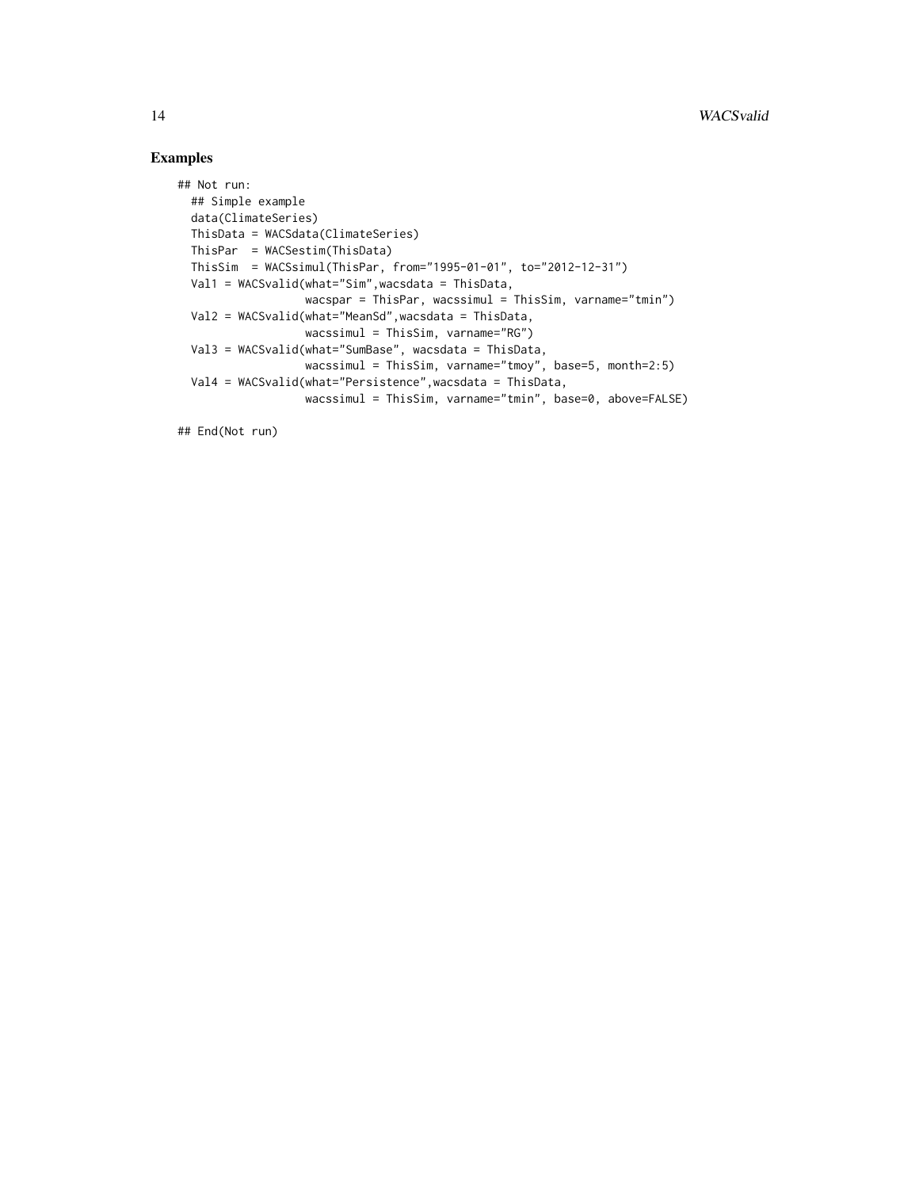## Examples

```
## Not run:
  ## Simple example
  data(ClimateSeries)
  ThisData = WACSdata(ClimateSeries)
  ThisPar  = WACSestim(ThisData)
  ThisSim  = WACSsimul(ThisPar, from="1995-01-01", to="2012-12-31")
  Val1 = WACSvalid(what="Sim",wacsdata = ThisData,
                   wacspar = ThisPar, wacssimul = ThisSim, varname="tmin")
  Val2 = WACSvalid(what="MeanSd",wacsdata = ThisData,
                   wacssimul = ThisSim, varname="RG")
  Val3 = WACSvalid(what="SumBase", wacsdata = ThisData,
                   wacssimul = ThisSim, varname="tmoy", base=5, month=2:5)
  Val4 = WACSvalid(what="Persistence",wacsdata = ThisData,
                   wacssimul = ThisSim, varname="tmin", base=0, above=FALSE)

## End(Not run)
```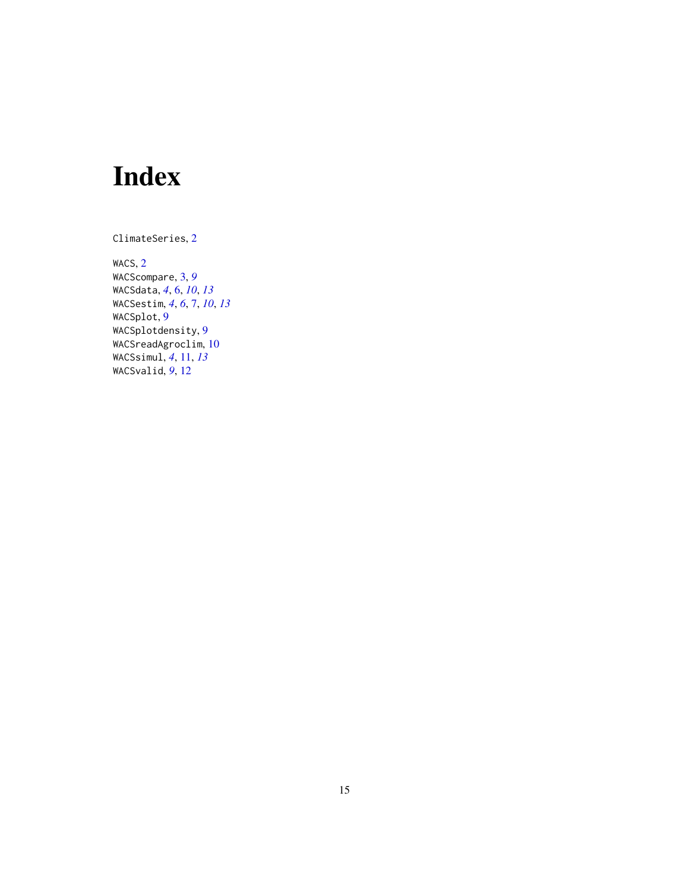# Index

ClimateSeries, 2

WACS, 2
WACScompare, 3, *9*
WACSdata, *4*, 6, *10*, *13*
WACSestim, *4*, *6*, 7, *10*, *13*
WACSplot, 9
WACSplotdensity, 9
WACSreadAgroclim, 10
WACSsimul, *4*, 11, *13*
WACSvalid, *9*, 12